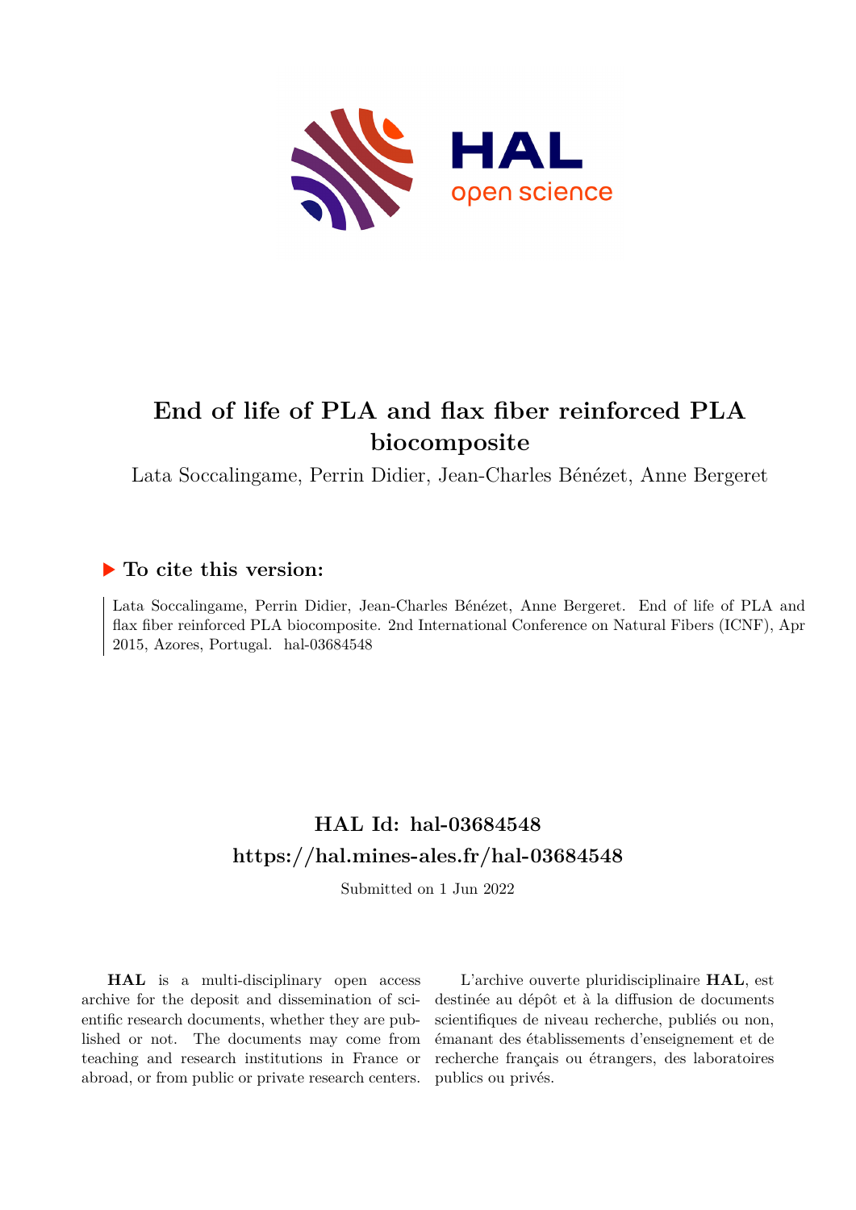# End of life of PLA and flax fiber reinforced PLA biocomposite

Lata Soccalingame, Perrin Didier, Jean-Charles Bénézet, Anne Bergeret

## ▶ To cite this version:

Lata Soccalingame, Perrin Didier, Jean-Charles Bénézet, Anne Bergeret. End of life of PLA and flax fiber reinforced PLA biocomposite. 2nd International Conference on Natural Fibers (ICNF), Apr 2015, Azores, Portugal. hal-03684548

## HAL Id: hal-03684548

## https://hal.mines-ales.fr/hal-03684548

Submitted on 1 Jun 2022

**HAL** is a multi-disciplinary open access archive for the deposit and dissemination of scientific research documents, whether they are published or not. The documents may come from teaching and research institutions in France or abroad, or from public or private research centers.

L'archive ouverte pluridisciplinaire **HAL**, est destinée au dépôt et à la diffusion de documents scientifiques de niveau recherche, publiés ou non, émanant des établissements d'enseignement et de recherche français ou étrangers, des laboratoires publics ou privés.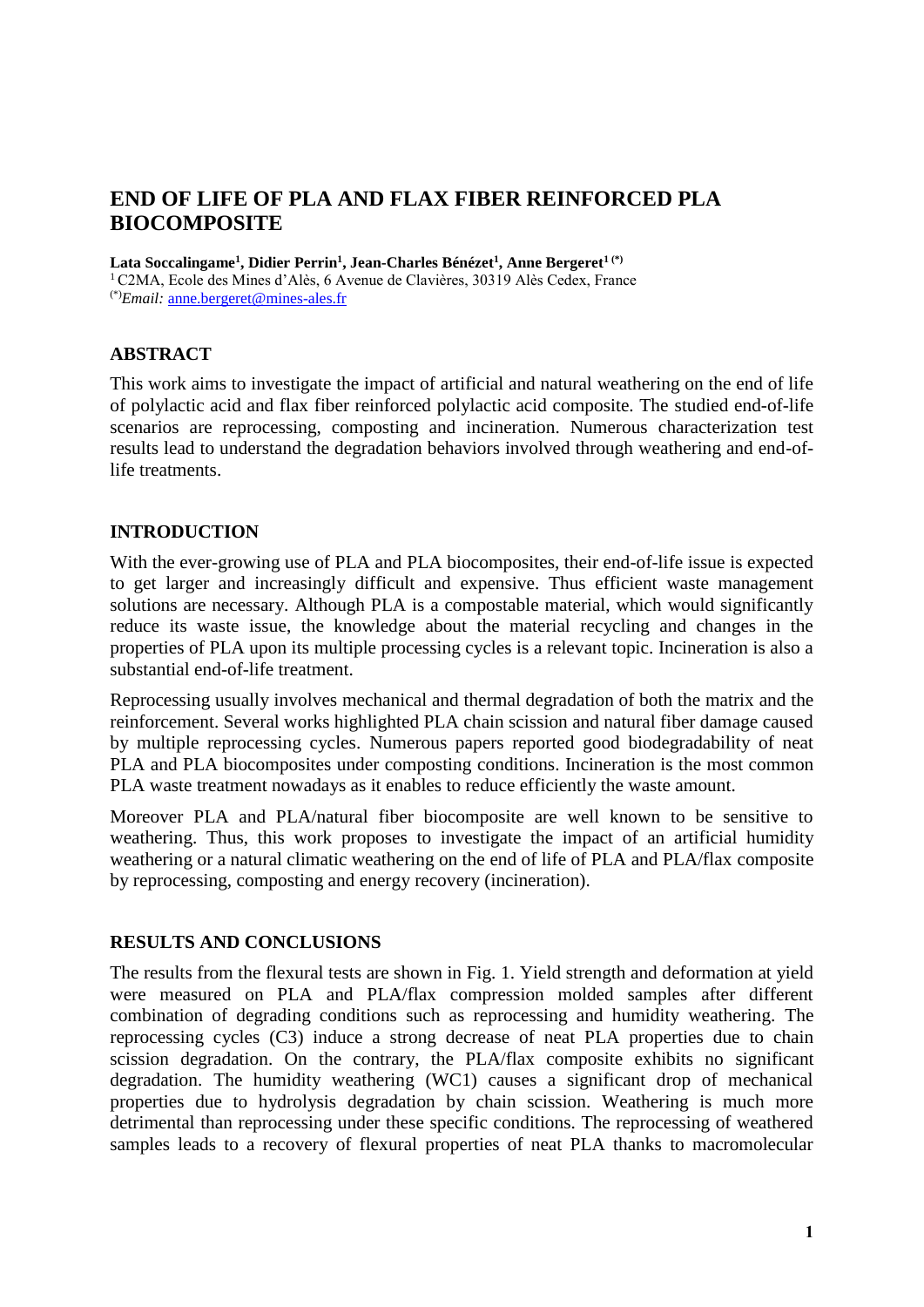# END OF LIFE OF PLA AND FLAX FIBER REINFORCED PLA BIOCOMPOSITE

**Lata Soccalingame[1], Didier Perrin[1], Jean-Charles Bénézet[1], Anne Bergeret[1 (*)]**
[1] C2MA, Ecole des Mines d'Alès, 6 Avenue de Clavières, 30319 Alès Cedex, France
[(*)] *Email:* anne.bergeret@mines-ales.fr

## ABSTRACT

This work aims to investigate the impact of artificial and natural weathering on the end of life of polylactic acid and flax fiber reinforced polylactic acid composite. The studied end-of-life scenarios are reprocessing, composting and incineration. Numerous characterization test results lead to understand the degradation behaviors involved through weathering and end-of-life treatments.

## INTRODUCTION

With the ever-growing use of PLA and PLA biocomposites, their end-of-life issue is expected to get larger and increasingly difficult and expensive. Thus efficient waste management solutions are necessary. Although PLA is a compostable material, which would significantly reduce its waste issue, the knowledge about the material recycling and changes in the properties of PLA upon its multiple processing cycles is a relevant topic. Incineration is also a substantial end-of-life treatment.

Reprocessing usually involves mechanical and thermal degradation of both the matrix and the reinforcement. Several works highlighted PLA chain scission and natural fiber damage caused by multiple reprocessing cycles. Numerous papers reported good biodegradability of neat PLA and PLA biocomposites under composting conditions. Incineration is the most common PLA waste treatment nowadays as it enables to reduce efficiently the waste amount.

Moreover PLA and PLA/natural fiber biocomposite are well known to be sensitive to weathering. Thus, this work proposes to investigate the impact of an artificial humidity weathering or a natural climatic weathering on the end of life of PLA and PLA/flax composite by reprocessing, composting and energy recovery (incineration).

## RESULTS AND CONCLUSIONS

The results from the flexural tests are shown in Fig. 1. Yield strength and deformation at yield were measured on PLA and PLA/flax compression molded samples after different combination of degrading conditions such as reprocessing and humidity weathering. The reprocessing cycles (C3) induce a strong decrease of neat PLA properties due to chain scission degradation. On the contrary, the PLA/flax composite exhibits no significant degradation. The humidity weathering (WC1) causes a significant drop of mechanical properties due to hydrolysis degradation by chain scission. Weathering is much more detrimental than reprocessing under these specific conditions. The reprocessing of weathered samples leads to a recovery of flexural properties of neat PLA thanks to macromolecular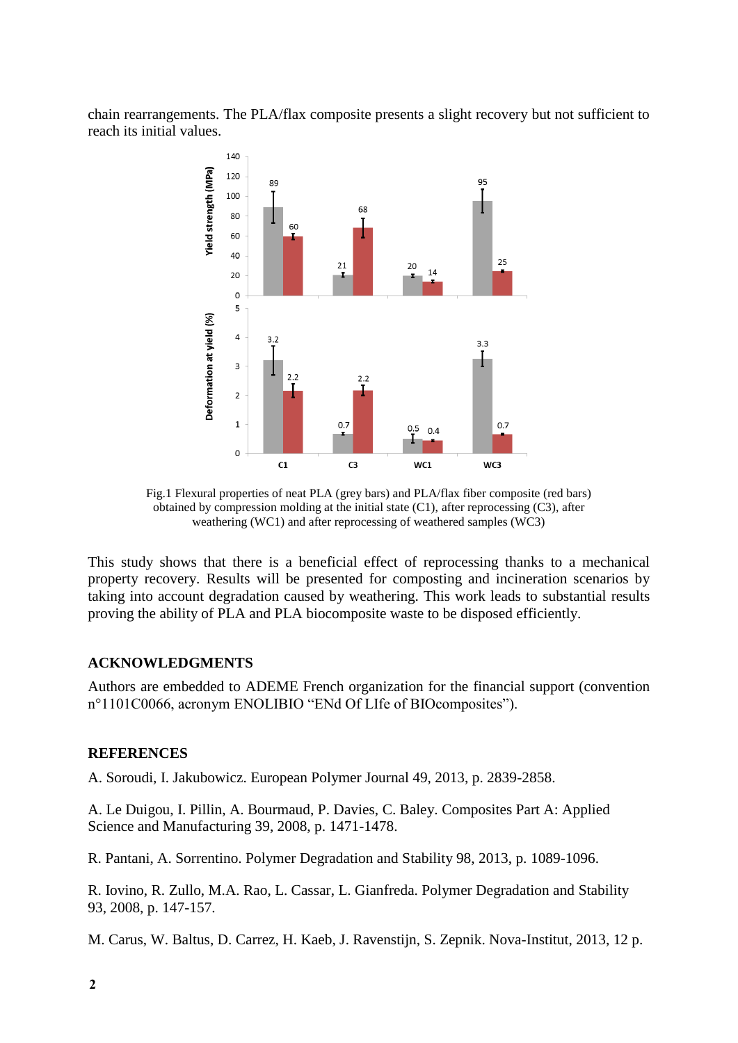chain rearrangements. The PLA/flax composite presents a slight recovery but not sufficient to reach its initial values.

Yield strength (MPa)

140
120
100
80
60
40
20
0

89
60
21
68
20
14
95
25

Deformation at yield (%)

5
4
3
2
1
0

3.2
2.2
0.7
2.2
0.5
0.4
3.3
0.7

C1
C3
WC1
WC3

Fig.1 Flexural properties of neat PLA (grey bars) and PLA/flax fiber composite (red bars) obtained by compression molding at the initial state (C1), after reprocessing (C3), after weathering (WC1) and after reprocessing of weathered samples (WC3)

This study shows that there is a beneficial effect of reprocessing thanks to a mechanical property recovery. Results will be presented for composting and incineration scenarios by taking into account degradation caused by weathering. This work leads to substantial results proving the ability of PLA and PLA biocomposite waste to be disposed efficiently.

## ACKNOWLEDGMENTS

Authors are embedded to ADEME French organization for the financial support (convention n°1101C0066, acronym ENOLIBIO "ENd Of LIfe of BIOcomposites").

## REFERENCES

A. Soroudi, I. Jakubowicz. European Polymer Journal 49, 2013, p. 2839-2858.

A. Le Duigou, I. Pillin, A. Bourmaud, P. Davies, C. Baley. Composites Part A: Applied Science and Manufacturing 39, 2008, p. 1471-1478.

R. Pantani, A. Sorrentino. Polymer Degradation and Stability 98, 2013, p. 1089-1096.

R. Iovino, R. Zullo, M.A. Rao, L. Cassar, L. Gianfreda. Polymer Degradation and Stability 93, 2008, p. 147-157.

M. Carus, W. Baltus, D. Carrez, H. Kaeb, J. Ravenstijn, S. Zepnik. Nova-Institut, 2013, 12 p.